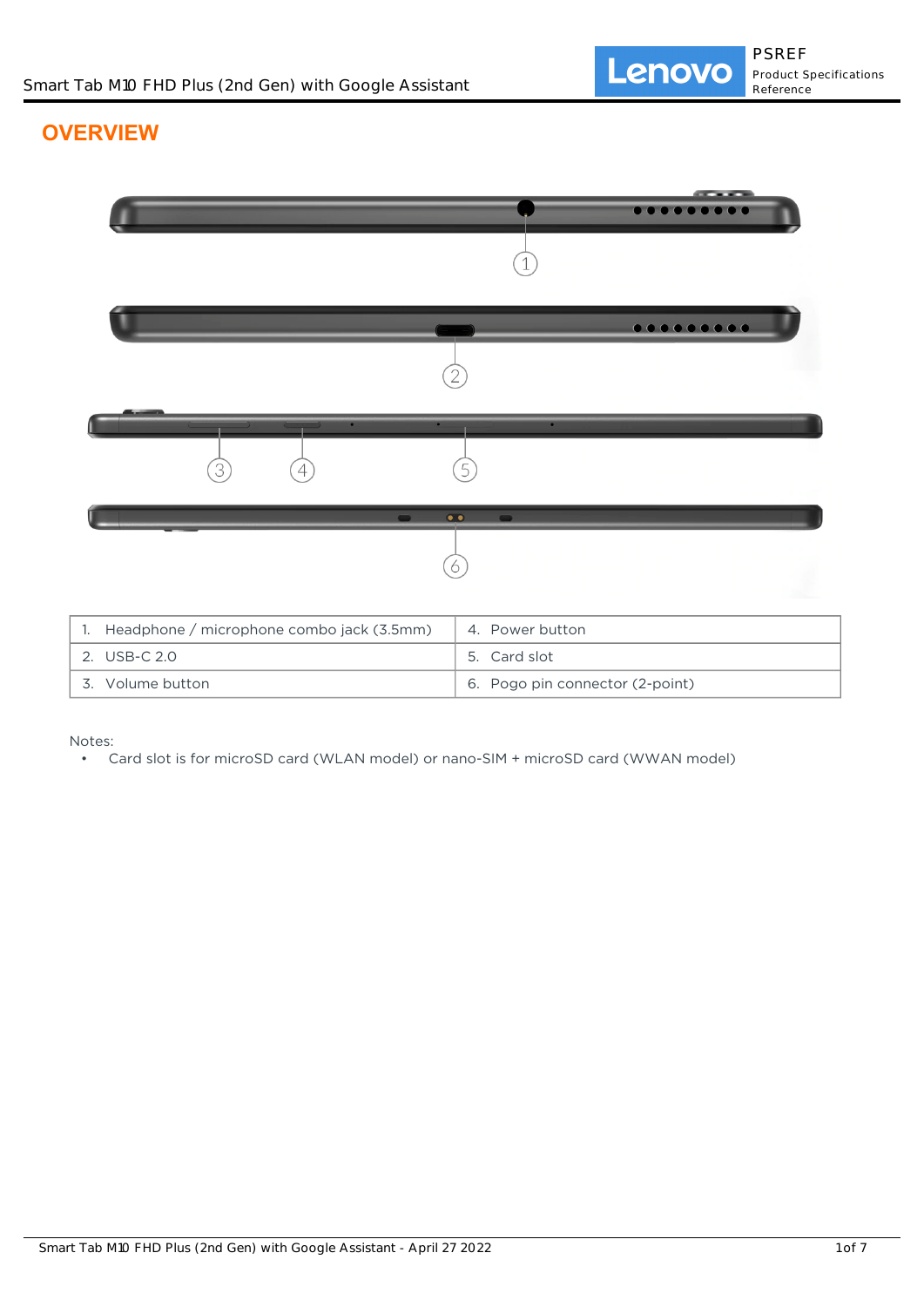# OVERVIEW

| 1. Headphone / microphone combo jack (3.5mm) | 4. Power button |
|---|---|
| 2. USB-C 2.0 | 5. Card slot |
| 3. Volume button | 6. Pogo pin connector (2-point) |

Notes:

- Card slot is for microSD card (WLAN model) or nano-SIM + microSD card (WWAN model)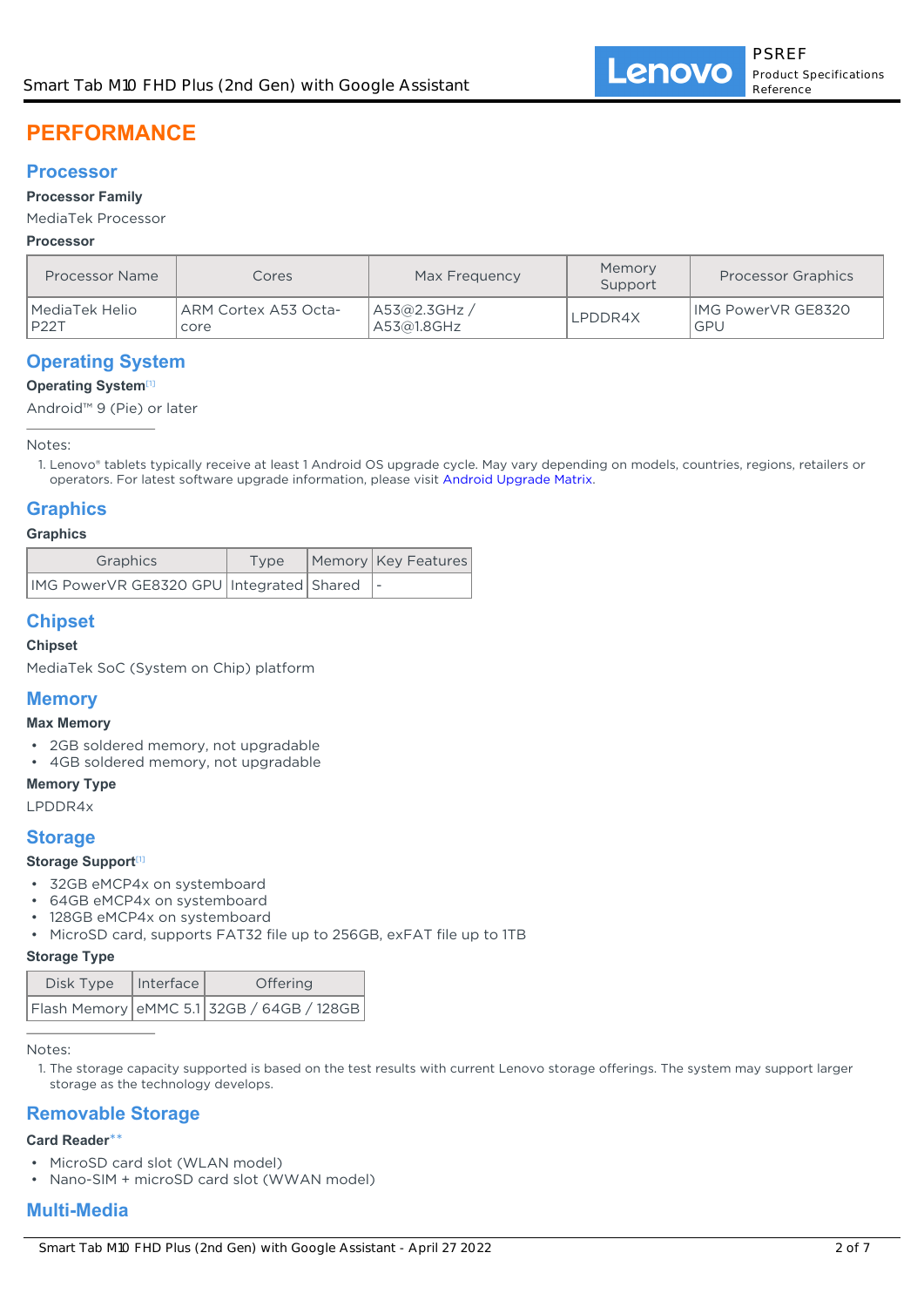# PERFORMANCE

## Processor

### Processor Family

MediaTek Processor

### Processor

| Processor Name | Cores | Max Frequency | Memory Support | Processor Graphics |
| --- | --- | --- | --- | --- |
| MediaTek Helio P22T | ARM Cortex A53 Octa-core | A53@2.3GHz / A53@1.8GHz | LPDDR4X | IMG PowerVR GE8320 GPU |

## Operating System

### Operating System[1]

Android™ 9 (Pie) or later

Notes:

1. Lenovo® tablets typically receive at least 1 Android OS upgrade cycle. May vary depending on models, countries, regions, retailers or operators. For latest software upgrade information, please visit Android Upgrade Matrix.

## Graphics

### Graphics

| Graphics | Type | Memory | Key Features |
| --- | --- | --- | --- |
| IMG PowerVR GE8320 GPU | Integrated | Shared | - |

## Chipset

### Chipset

MediaTek SoC (System on Chip) platform

## Memory

### Max Memory

- 2GB soldered memory, not upgradable
- 4GB soldered memory, not upgradable

### Memory Type

LPDDR4x

## Storage

### Storage Support[1]

- 32GB eMCP4x on systemboard
- 64GB eMCP4x on systemboard
- 128GB eMCP4x on systemboard
- MicroSD card, supports FAT32 file up to 256GB, exFAT file up to 1TB

### Storage Type

| Disk Type | Interface | Offering |
| --- | --- | --- |
| Flash Memory | eMMC 5.1 | 32GB / 64GB / 128GB |

Notes:

1. The storage capacity supported is based on the test results with current Lenovo storage offerings. The system may support larger storage as the technology develops.

## Removable Storage

### Card Reader**

- MicroSD card slot (WLAN model)
- Nano-SIM + microSD card slot (WWAN model)

## Multi-Media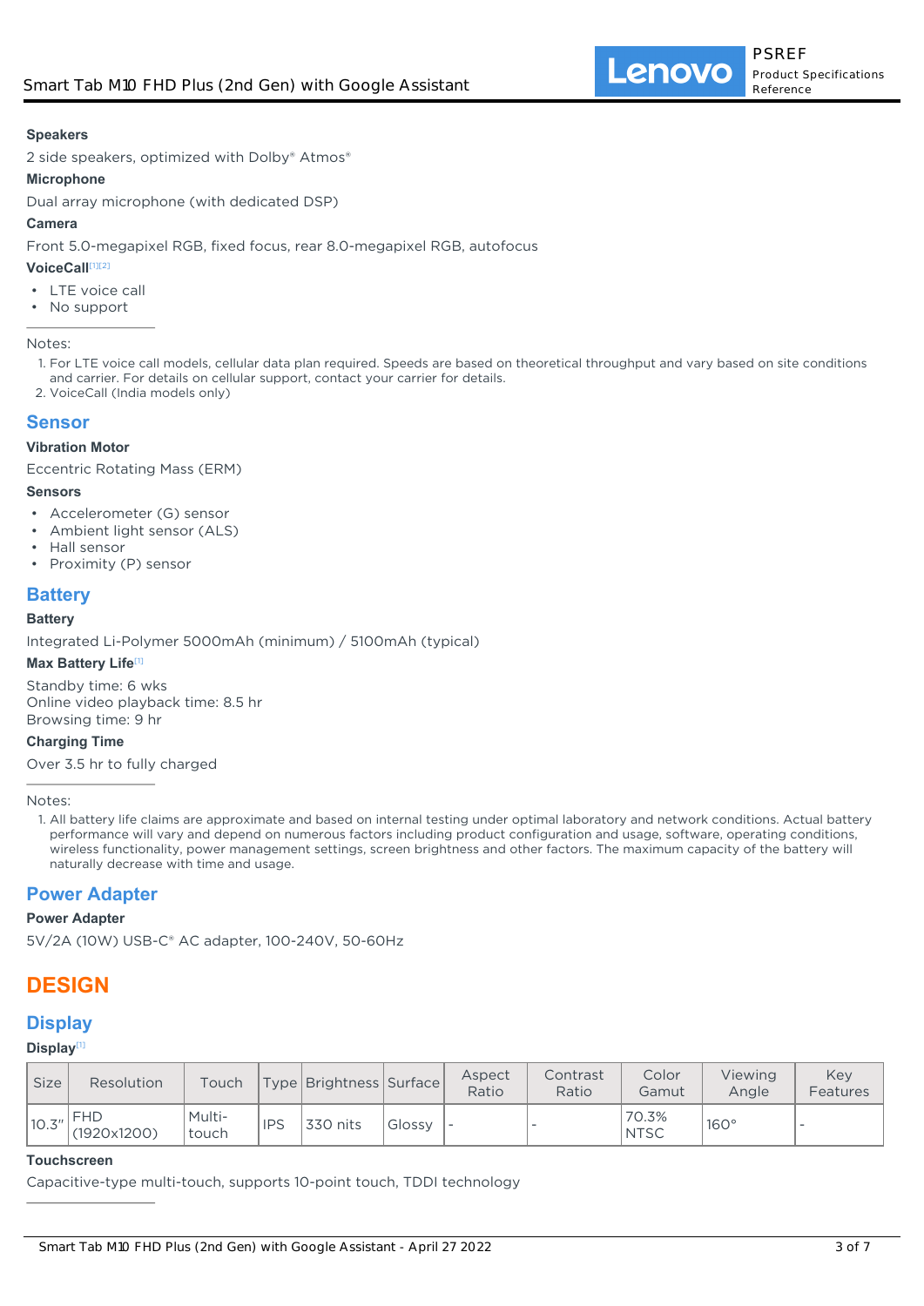**Speakers**

2 side speakers, optimized with Dolby® Atmos®

**Microphone**

Dual array microphone (with dedicated DSP)

**Camera**

Front 5.0-megapixel RGB, fixed focus, rear 8.0-megapixel RGB, autofocus

**VoiceCall**[1][2]

- LTE voice call
- No support

Notes:

1. For LTE voice call models, cellular data plan required. Speeds are based on theoretical throughput and vary based on site conditions and carrier. For details on cellular support, contact your carrier for details.
2. VoiceCall (India models only)

## Sensor

**Vibration Motor**

Eccentric Rotating Mass (ERM)

**Sensors**

- Accelerometer (G) sensor
- Ambient light sensor (ALS)
- Hall sensor
- Proximity (P) sensor

## Battery

**Battery**

Integrated Li-Polymer 5000mAh (minimum) / 5100mAh (typical)

**Max Battery Life**[1]

Standby time: 6 wks
Online video playback time: 8.5 hr
Browsing time: 9 hr

**Charging Time**

Over 3.5 hr to fully charged

Notes:

1. All battery life claims are approximate and based on internal testing under optimal laboratory and network conditions. Actual battery performance will vary and depend on numerous factors including product configuration and usage, software, operating conditions, wireless functionality, power management settings, screen brightness and other factors. The maximum capacity of the battery will naturally decrease with time and usage.

## Power Adapter

**Power Adapter**

5V/2A (10W) USB-C® AC adapter, 100-240V, 50-60Hz

# DESIGN

## Display

**Display**[1]

| Size | Resolution | Touch | Type | Brightness | Surface | Aspect Ratio | Contrast Ratio | Color Gamut | Viewing Angle | Key Features |
|---|---|---|---|---|---|---|---|---|---|---|
| 10.3" | FHD (1920x1200) | Multi-touch | IPS | 330 nits | Glossy | - | - | 70.3% NTSC | 160° | - |

**Touchscreen**

Capacitive-type multi-touch, supports 10-point touch, TDDI technology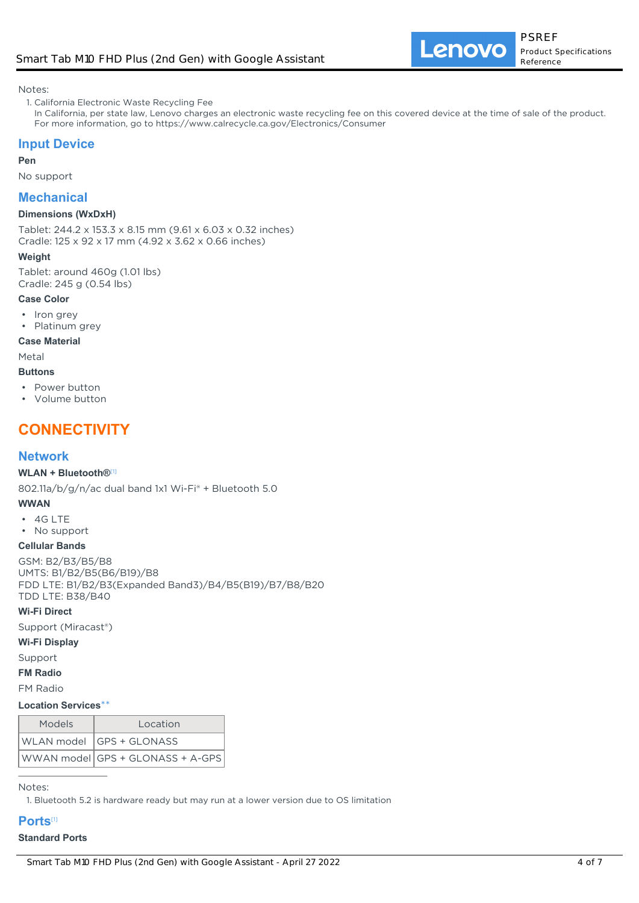Notes:

1. California Electronic Waste Recycling Fee
   In California, per state law, Lenovo charges an electronic waste recycling fee on this covered device at the time of sale of the product. For more information, go to https://www.calrecycle.ca.gov/Electronics/Consumer

## Input Device

**Pen**

No support

## Mechanical

**Dimensions (WxDxH)**

Tablet: 244.2 x 153.3 x 8.15 mm (9.61 x 6.03 x 0.32 inches)
Cradle: 125 x 92 x 17 mm (4.92 x 3.62 x 0.66 inches)

**Weight**

Tablet: around 460g (1.01 lbs)
Cradle: 245 g (0.54 lbs)

**Case Color**

- Iron grey
- Platinum grey

**Case Material**

Metal

**Buttons**

- Power button
- Volume button

# CONNECTIVITY

## Network

**WLAN + Bluetooth®**[1]

802.11a/b/g/n/ac dual band 1x1 Wi-Fi® + Bluetooth 5.0

**WWAN**

- 4G LTE
- No support

**Cellular Bands**

GSM: B2/B3/B5/B8
UMTS: B1/B2/B5(B6/B19)/B8
FDD LTE: B1/B2/B3(Expanded Band3)/B4/B5(B19)/B7/B8/B20
TDD LTE: B38/B40

**Wi-Fi Direct**

Support (Miracast®)

**Wi-Fi Display**

Support

**FM Radio**

FM Radio

**Location Services****

| Models | Location |
|---|---|
| WLAN model | GPS + GLONASS |
| WWAN model | GPS + GLONASS + A-GPS |

Notes:

1. Bluetooth 5.2 is hardware ready but may run at a lower version due to OS limitation

## Ports[1]

**Standard Ports**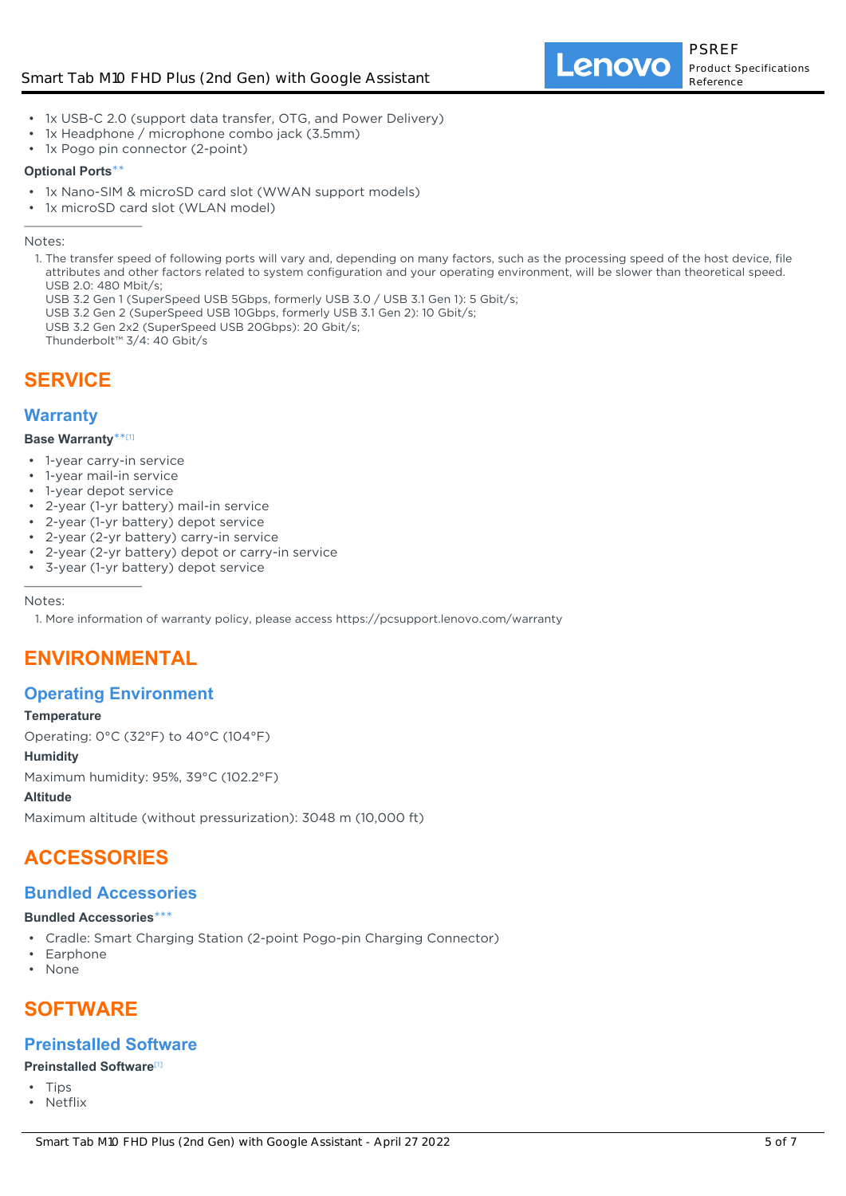- 1x USB-C 2.0 (support data transfer, OTG, and Power Delivery)
- 1x Headphone / microphone combo jack (3.5mm)
- 1x Pogo pin connector (2-point)

**Optional Ports****

- 1x Nano-SIM & microSD card slot (WWAN support models)
- 1x microSD card slot (WLAN model)

---

Notes:

1. The transfer speed of following ports will vary and, depending on many factors, such as the processing speed of the host device, file attributes and other factors related to system configuration and your operating environment, will be slower than theoretical speed.
   USB 2.0: 480 Mbit/s;
   USB 3.2 Gen 1 (SuperSpeed USB 5Gbps, formerly USB 3.0 / USB 3.1 Gen 1): 5 Gbit/s;
   USB 3.2 Gen 2 (SuperSpeed USB 10Gbps, formerly USB 3.1 Gen 2): 10 Gbit/s;
   USB 3.2 Gen 2x2 (SuperSpeed USB 20Gbps): 20 Gbit/s;
   Thunderbolt™ 3/4: 40 Gbit/s

# SERVICE

## Warranty

**Base Warranty**** [1]

- 1-year carry-in service
- 1-year mail-in service
- 1-year depot service
- 2-year (1-yr battery) mail-in service
- 2-year (1-yr battery) depot service
- 2-year (2-yr battery) carry-in service
- 2-year (2-yr battery) depot or carry-in service
- 3-year (1-yr battery) depot service

---

Notes:

1. More information of warranty policy, please access https://pcsupport.lenovo.com/warranty

# ENVIRONMENTAL

## Operating Environment

**Temperature**

Operating: 0°C (32°F) to 40°C (104°F)

**Humidity**

Maximum humidity: 95%, 39°C (102.2°F)

**Altitude**

Maximum altitude (without pressurization): 3048 m (10,000 ft)

# ACCESSORIES

## Bundled Accessories

**Bundled Accessories*****

- Cradle: Smart Charging Station (2-point Pogo-pin Charging Connector)
- Earphone
- None

# SOFTWARE

## Preinstalled Software

**Preinstalled Software**[1]

- Tips
- Netflix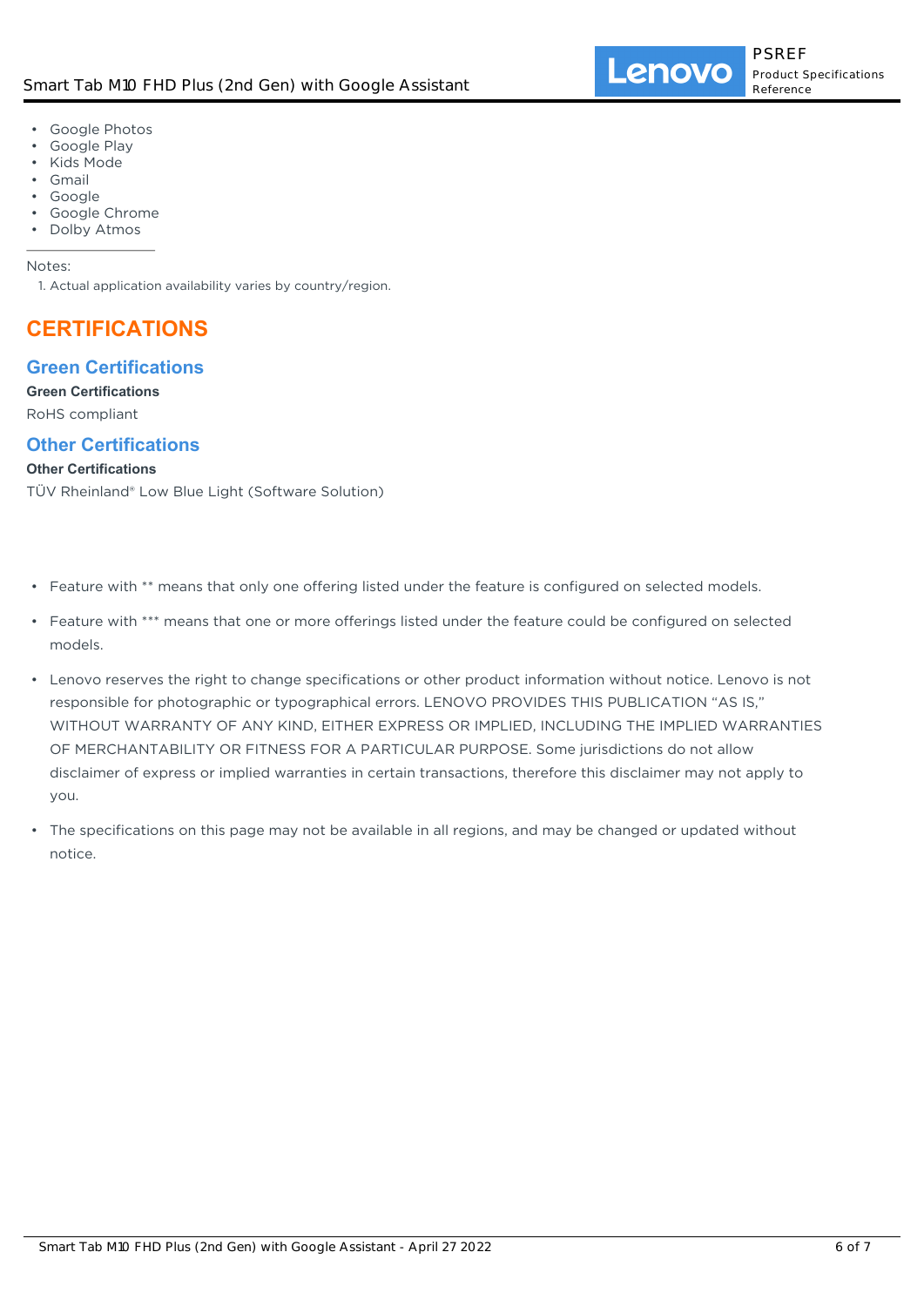- Google Photos
- Google Play
- Kids Mode
- Gmail
- Google
- Google Chrome
- Dolby Atmos

Notes:

1. Actual application availability varies by country/region.

# CERTIFICATIONS

## Green Certifications

**Green Certifications**

RoHS compliant

## Other Certifications

**Other Certifications**

TÜV Rheinland® Low Blue Light (Software Solution)

- Feature with ** means that only one offering listed under the feature is configured on selected models.
- Feature with *** means that one or more offerings listed under the feature could be configured on selected models.
- Lenovo reserves the right to change specifications or other product information without notice. Lenovo is not responsible for photographic or typographical errors. LENOVO PROVIDES THIS PUBLICATION "AS IS," WITHOUT WARRANTY OF ANY KIND, EITHER EXPRESS OR IMPLIED, INCLUDING THE IMPLIED WARRANTIES OF MERCHANTABILITY OR FITNESS FOR A PARTICULAR PURPOSE. Some jurisdictions do not allow disclaimer of express or implied warranties in certain transactions, therefore this disclaimer may not apply to you.
- The specifications on this page may not be available in all regions, and may be changed or updated without notice.